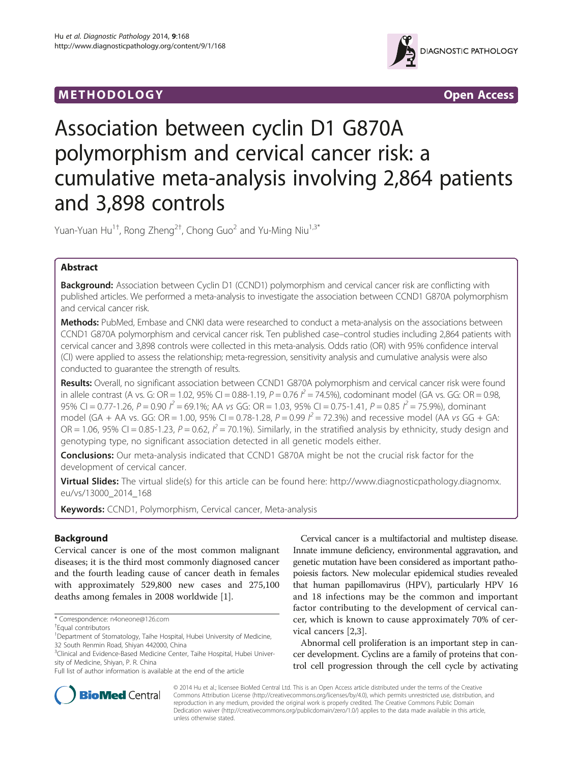METHODOLOGY Open Access

# Association between cyclin D1 G870A polymorphism and cervical cancer risk: a cumulative meta-analysis involving 2,864 patients and 3,898 controls

Yuan-Yuan Hu[1†], Rong Zheng[2†], Chong Guo[2] and Yu-Ming Niu[1,3*]

## Abstract

**Background:** Association between Cyclin D1 (CCND1) polymorphism and cervical cancer risk are conflicting with published articles. We performed a meta-analysis to investigate the association between CCND1 G870A polymorphism and cervical cancer risk.

**Methods:** PubMed, Embase and CNKI data were researched to conduct a meta-analysis on the associations between CCND1 G870A polymorphism and cervical cancer risk. Ten published case–control studies including 2,864 patients with cervical cancer and 3,898 controls were collected in this meta-analysis. Odds ratio (OR) with 95% confidence interval (CI) were applied to assess the relationship; meta-regression, sensitivity analysis and cumulative analysis were also conducted to guarantee the strength of results.

**Results:** Overall, no significant association between CCND1 G870A polymorphism and cervical cancer risk were found in allele contrast (A vs. G: OR = 1.02, 95% CI = 0.88-1.19, $P = 0.76$ $I^2 = 74.5\%$), codominant model (GA vs. GG: OR = 0.98, 95% CI = 0.77-1.26, $P = 0.90$ $I^2 = 69.1\%$; AA *vs* GG: OR = 1.03, 95% CI = 0.75-1.41, $P = 0.85$ $I^2 = 75.9\%$), dominant model (GA + AA vs. GG: OR = 1.00, 95% CI = 0.78-1.28, $P = 0.99$ $I^2 = 72.3\%$) and recessive model (AA *vs* GG + GA: OR = 1.06, 95% CI = 0.85-1.23, $P = 0.62$, $I^2 = 70.1\%$). Similarly, in the stratified analysis by ethnicity, study design and genotyping type, no significant association detected in all genetic models either.

**Conclusions:** Our meta-analysis indicated that CCND1 G870A might be not the crucial risk factor for the development of cervical cancer.

**Virtual Slides:** The virtual slide(s) for this article can be found here: http://www.diagnosticpathology.diagnomx.eu/vs/13000_2014_168

**Keywords:** CCND1, Polymorphism, Cervical cancer, Meta-analysis

## Background

Cervical cancer is one of the most common malignant diseases; it is the third most commonly diagnosed cancer and the fourth leading cause of cancer death in females with approximately 529,800 new cases and 275,100 deaths among females in 2008 worldwide [1].

Cervical cancer is a multifactorial and multistep disease. Innate immune deficiency, environmental aggravation, and genetic mutation have been considered as important pathopoiesis factors. New molecular epidemical studies revealed that human papillomavirus (HPV), particularly HPV 16 and 18 infections may be the common and important factor contributing to the development of cervical cancer, which is known to cause approximately 70% of cervical cancers [2,3].

Abnormal cell proliferation is an important step in cancer development. Cyclins are a family of proteins that control cell progression through the cell cycle by activating

\* Correspondence: n4oneone@126.com

†Equal contributors

[1]Department of Stomatology, Taihe Hospital, Hubei University of Medicine, 32 South Renmin Road, Shiyan 442000, China

[3]Clinical and Evidence-Based Medicine Center, Taihe Hospital, Hubei University of Medicine, Shiyan, P. R. China

Full list of author information is available at the end of the article

© 2014 Hu et al.; licensee BioMed Central Ltd. This is an Open Access article distributed under the terms of the Creative Commons Attribution License (http://creativecommons.org/licenses/by/4.0), which permits unrestricted use, distribution, and reproduction in any medium, provided the original work is properly credited. The Creative Commons Public Domain Dedication waiver (http://creativecommons.org/publicdomain/zero/1.0/) applies to the data made available in this article, unless otherwise stated.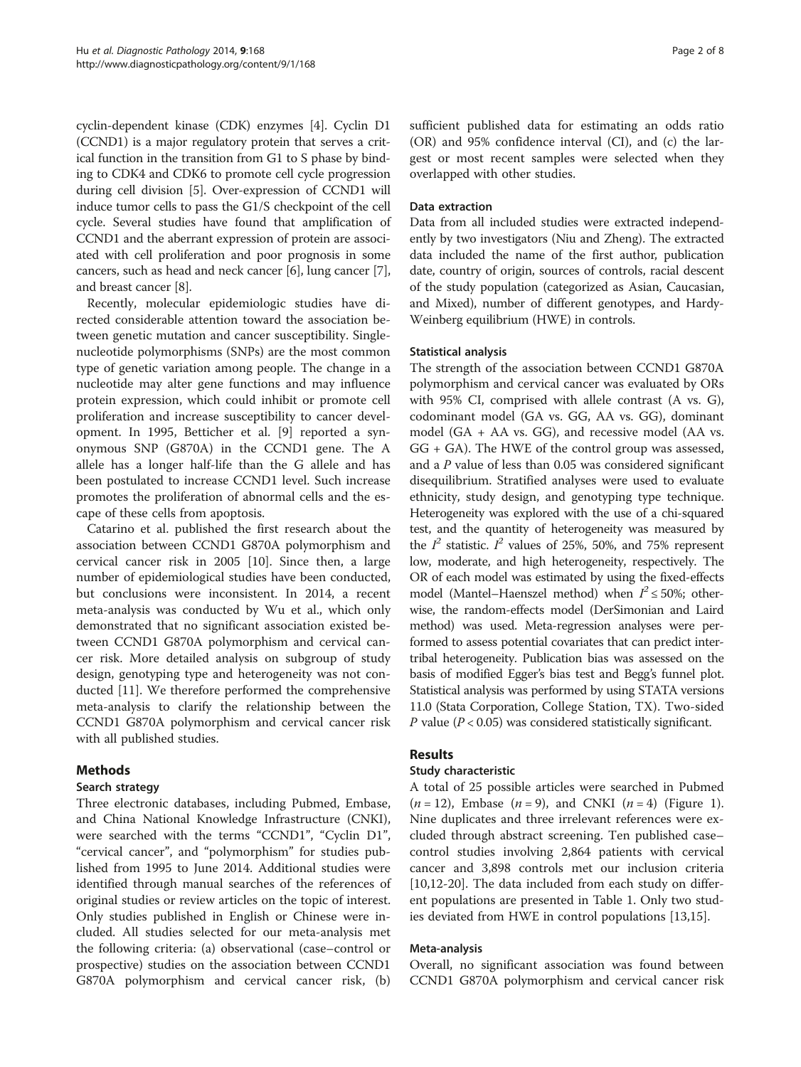cyclin-dependent kinase (CDK) enzymes [4]. Cyclin D1 (CCND1) is a major regulatory protein that serves a critical function in the transition from G1 to S phase by binding to CDK4 and CDK6 to promote cell cycle progression during cell division [5]. Over-expression of CCND1 will induce tumor cells to pass the G1/S checkpoint of the cell cycle. Several studies have found that amplification of CCND1 and the aberrant expression of protein are associated with cell proliferation and poor prognosis in some cancers, such as head and neck cancer [6], lung cancer [7], and breast cancer [8].

Recently, molecular epidemiologic studies have directed considerable attention toward the association between genetic mutation and cancer susceptibility. Single-nucleotide polymorphisms (SNPs) are the most common type of genetic variation among people. The change in a nucleotide may alter gene functions and may influence protein expression, which could inhibit or promote cell proliferation and increase susceptibility to cancer development. In 1995, Betticher et al. [9] reported a synonymous SNP (G870A) in the CCND1 gene. The A allele has a longer half-life than the G allele and has been postulated to increase CCND1 level. Such increase promotes the proliferation of abnormal cells and the escape of these cells from apoptosis.

Catarino et al. published the first research about the association between CCND1 G870A polymorphism and cervical cancer risk in 2005 [10]. Since then, a large number of epidemiological studies have been conducted, but conclusions were inconsistent. In 2014, a recent meta-analysis was conducted by Wu et al., which only demonstrated that no significant association existed between CCND1 G870A polymorphism and cervical cancer risk. More detailed analysis on subgroup of study design, genotyping type and heterogeneity was not conducted [11]. We therefore performed the comprehensive meta-analysis to clarify the relationship between the CCND1 G870A polymorphism and cervical cancer risk with all published studies.

## Methods

### Search strategy

Three electronic databases, including Pubmed, Embase, and China National Knowledge Infrastructure (CNKI), were searched with the terms "CCND1", "Cyclin D1", "cervical cancer", and "polymorphism" for studies published from 1995 to June 2014. Additional studies were identified through manual searches of the references of original studies or review articles on the topic of interest. Only studies published in English or Chinese were included. All studies selected for our meta-analysis met the following criteria: (a) observational (case–control or prospective) studies on the association between CCND1 G870A polymorphism and cervical cancer risk, (b) sufficient published data for estimating an odds ratio (OR) and 95% confidence interval (CI), and (c) the largest or most recent samples were selected when they overlapped with other studies.

### Data extraction

Data from all included studies were extracted independently by two investigators (Niu and Zheng). The extracted data included the name of the first author, publication date, country of origin, sources of controls, racial descent of the study population (categorized as Asian, Caucasian, and Mixed), number of different genotypes, and Hardy-Weinberg equilibrium (HWE) in controls.

### Statistical analysis

The strength of the association between CCND1 G870A polymorphism and cervical cancer was evaluated by ORs with 95% CI, comprised with allele contrast (A vs. G), codominant model (GA vs. GG, AA vs. GG), dominant model (GA + AA vs. GG), and recessive model (AA vs. GG + GA). The HWE of the control group was assessed, and a $P$ value of less than 0.05 was considered significant disequilibrium. Stratified analyses were used to evaluate ethnicity, study design, and genotyping type technique. Heterogeneity was explored with the use of a chi-squared test, and the quantity of heterogeneity was measured by the $I^2$ statistic. $I^2$ values of 25%, 50%, and 75% represent low, moderate, and high heterogeneity, respectively. The OR of each model was estimated by using the fixed-effects model (Mantel–Haenszel method) when $I^2 \leq 50\%$; otherwise, the random-effects model (DerSimonian and Laird method) was used. Meta-regression analyses were performed to assess potential covariates that can predict intertribal heterogeneity. Publication bias was assessed on the basis of modified Egger's bias test and Begg's funnel plot. Statistical analysis was performed by using STATA versions 11.0 (Stata Corporation, College Station, TX). Two-sided $P$ value ($P < 0.05$) was considered statistically significant.

## Results

### Study characteristic

A total of 25 possible articles were searched in Pubmed ($n = 12$), Embase ($n = 9$), and CNKI ($n = 4$) (Figure 1). Nine duplicates and three irrelevant references were excluded through abstract screening. Ten published case–control studies involving 2,864 patients with cervical cancer and 3,898 controls met our inclusion criteria [10,12-20]. The data included from each study on different populations are presented in Table 1. Only two studies deviated from HWE in control populations [13,15].

### Meta-analysis

Overall, no significant association was found between CCND1 G870A polymorphism and cervical cancer risk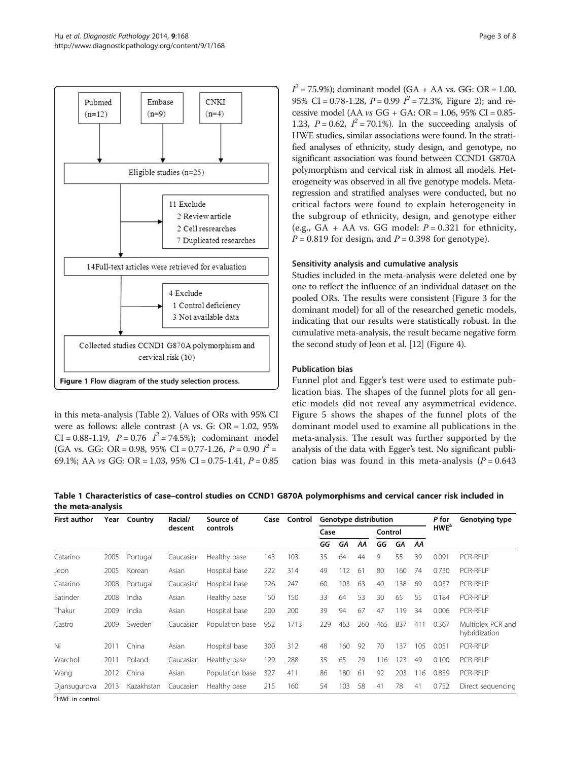Pubmed (n=12)

Embase (n=9)

CNKI (n=4)

Eligible studies (n=25)

11 Exclude
- 2 Review article
- 2 Cell resrearches
- 7 Duplicated researches

14Full-text articles were retrieved for evaluation

4 Exclude
- 1 Control deficiency
- 3 Not available data

Collected studies CCND1 G870A polymorphism and cervical risk (10)

**Figure 1** Flow diagram of the study selection process.

in this meta-analysis (Table 2). Values of ORs with 95% CI were as follows: allele contrast (A vs. G: OR = 1.02, 95% CI = 0.88-1.19, $P = 0.76$ $I^2 = 74.5\%$); codominant model (GA vs. GG: OR = 0.98, 95% CI = 0.77-1.26, $P = 0.90$ $I^2 = 69.1\%$; AA *vs* GG: OR = 1.03, 95% CI = 0.75-1.41, $P = 0.85$ $I^2 = 75.9\%$); dominant model (GA + AA vs. GG: OR = 1.00, 95% CI = 0.78-1.28, $P = 0.99$ $I^2 = 72.3\%$, Figure 2); and recessive model (AA *vs* GG + GA: OR = 1.06, 95% CI = 0.85-1.23, $P = 0.62$, $I^2 = 70.1\%$). In the succeeding analysis of HWE studies, similar associations were found. In the stratified analyses of ethnicity, study design, and genotype, no significant association was found between CCND1 G870A polymorphism and cervical risk in almost all models. Heterogeneity was observed in all five genotype models. Meta-regression and stratified analyses were conducted, but no critical factors were found to explain heterogeneity in the subgroup of ethnicity, design, and genotype either (e.g., GA + AA vs. GG model: $P = 0.321$ for ethnicity, $P = 0.819$ for design, and $P = 0.398$ for genotype).

### Sensitivity analysis and cumulative analysis

Studies included in the meta-analysis were deleted one by one to reflect the influence of an individual dataset on the pooled ORs. The results were consistent (Figure 3 for the dominant model) for all of the researched genetic models, indicating that our results were statistically robust. In the cumulative meta-analysis, the result became negative form the second study of Jeon et al. [12] (Figure 4).

### Publication bias

Funnel plot and Egger's test were used to estimate publication bias. The shapes of the funnel plots for all genetic models did not reveal any asymmetrical evidence. Figure 5 shows the shapes of the funnel plots of the dominant model used to examine all publications in the meta-analysis. The result was further supported by the analysis of the data with Egger's test. No significant publication bias was found in this meta-analysis ($P = 0.643$

**Table 1 Characteristics of case–control studies on CCND1 G870A polymorphisms and cervical cancer risk included in the meta-analysis**

| First author | Year | Country | Racial/ descent | Source of controls | Case | Control | Genotype distribution | | | | | | P for HWE[a] | Genotyping type |
|---|---|---|---|---|---|---|---|---|---|---|---|---|---|---|
| | | | | | | | Case | | | Control | | | | |
| | | | | | | | *GG* | *GA* | *AA* | *GG* | *GA* | *AA* | | |
| Catarino | 2005 | Portugal | Caucasian | Healthy base | 143 | 103 | 35 | 64 | 44 | 9 | 55 | 39 | 0.091 | PCR-RFLP |
| Jeon | 2005 | Korean | Asian | Hospital base | 222 | 314 | 49 | 112 | 61 | 80 | 160 | 74 | 0.730 | PCR-RFLP |
| Catarino | 2008 | Portugal | Caucasian | Hospital base | 226 | 247 | 60 | 103 | 63 | 40 | 138 | 69 | 0.037 | PCR-RFLP |
| Satinder | 2008 | India | Asian | Healthy base | 150 | 150 | 33 | 64 | 53 | 30 | 65 | 55 | 0.184 | PCR-RFLP |
| Thakur | 2009 | India | Asian | Hospital base | 200 | 200 | 39 | 94 | 67 | 47 | 119 | 34 | 0.006 | PCR-RFLP |
| Castro | 2009 | Sweden | Caucasian | Population base | 952 | 1713 | 229 | 463 | 260 | 465 | 837 | 411 | 0.367 | Multiplex PCR and hybridization |
| Ni | 2011 | China | Asian | Hospital base | 300 | 312 | 48 | 160 | 92 | 70 | 137 | 105 | 0.051 | PCR-RFLP |
| Warchoł | 2011 | Poland | Caucasian | Healthy base | 129 | 288 | 35 | 65 | 29 | 116 | 123 | 49 | 0.100 | PCR-RFLP |
| Wang | 2012 | China | Asian | Population base | 327 | 411 | 86 | 180 | 61 | 92 | 203 | 116 | 0.859 | PCR-RFLP |
| Djansugurova | 2013 | Kazakhstan | Caucasian | Healthy base | 215 | 160 | 54 | 103 | 58 | 41 | 78 | 41 | 0.752 | Direct sequencing |

[a]HWE in control.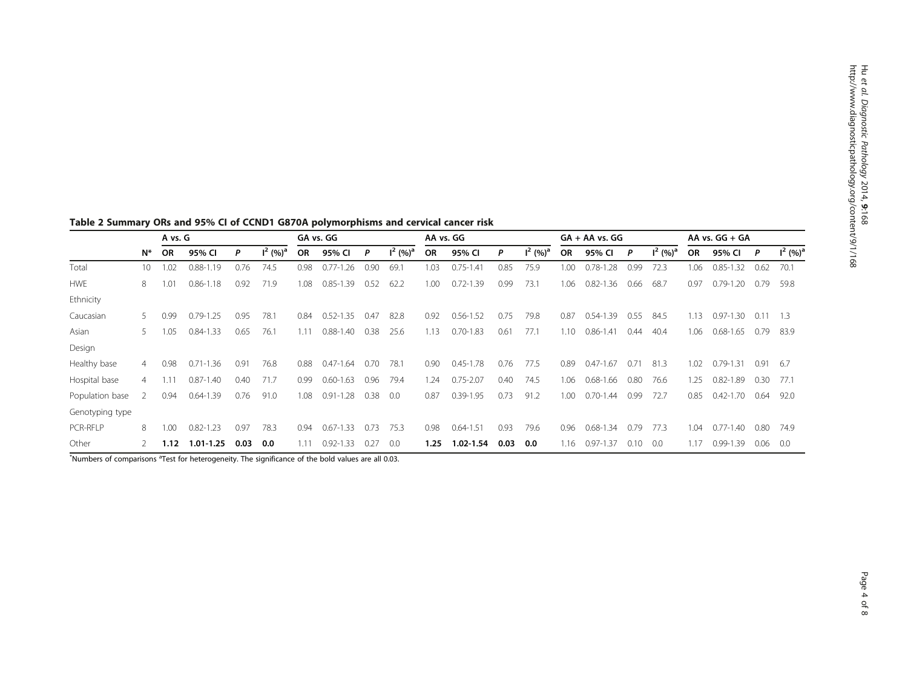**Table 2 Summary ORs and 95% CI of CCND1 G870A polymorphisms and cervical cancer risk**

| | | A vs. G | | | | GA vs. GG | | | | AA vs. GG | | | | GA + AA vs. GG | | | | AA vs. GG + GA | | | |
|---|---|---|---|---|---|---|---|---|---|---|---|---|---|---|---|---|---|---|---|---|---|
| | N* | OR | 95% CI | P | $I^2$ (%)[a] | OR | 95% CI | P | $I^2$ (%)[a] | OR | 95% CI | P | $I^2$ (%)[a] | OR | 95% CI | P | $I^2$ (%)[a] | OR | 95% CI | P | $I^2$ (%)[a] |
| Total | 10 | 1.02 | 0.88-1.19 | 0.76 | 74.5 | 0.98 | 0.77-1.26 | 0.90 | 69.1 | 1.03 | 0.75-1.41 | 0.85 | 75.9 | 1.00 | 0.78-1.28 | 0.99 | 72.3 | 1.06 | 0.85-1.32 | 0.62 | 70.1 |
| HWE | 8 | 1.01 | 0.86-1.18 | 0.92 | 71.9 | 1.08 | 0.85-1.39 | 0.52 | 62.2 | 1.00 | 0.72-1.39 | 0.99 | 73.1 | 1.06 | 0.82-1.36 | 0.66 | 68.7 | 0.97 | 0.79-1.20 | 0.79 | 59.8 |
| Ethnicity | | | | | | | | | | | | | | | | | | | | | |
| Caucasian | 5 | 0.99 | 0.79-1.25 | 0.95 | 78.1 | 0.84 | 0.52-1.35 | 0.47 | 82.8 | 0.92 | 0.56-1.52 | 0.75 | 79.8 | 0.87 | 0.54-1.39 | 0.55 | 84.5 | 1.13 | 0.97-1.30 | 0.11 | 1.3 |
| Asian | 5 | 1.05 | 0.84-1.33 | 0.65 | 76.1 | 1.11 | 0.88-1.40 | 0.38 | 25.6 | 1.13 | 0.70-1.83 | 0.61 | 77.1 | 1.10 | 0.86-1.41 | 0.44 | 40.4 | 1.06 | 0.68-1.65 | 0.79 | 83.9 |
| Design | | | | | | | | | | | | | | | | | | | | | |
| Healthy base | 4 | 0.98 | 0.71-1.36 | 0.91 | 76.8 | 0.88 | 0.47-1.64 | 0.70 | 78.1 | 0.90 | 0.45-1.78 | 0.76 | 77.5 | 0.89 | 0.47-1.67 | 0.71 | 81.3 | 1.02 | 0.79-1.31 | 0.91 | 6.7 |
| Hospital base | 4 | 1.11 | 0.87-1.40 | 0.40 | 71.7 | 0.99 | 0.60-1.63 | 0.96 | 79.4 | 1.24 | 0.75-2.07 | 0.40 | 74.5 | 1.06 | 0.68-1.66 | 0.80 | 76.6 | 1.25 | 0.82-1.89 | 0.30 | 77.1 |
| Population base | 2 | 0.94 | 0.64-1.39 | 0.76 | 91.0 | 1.08 | 0.91-1.28 | 0.38 | 0.0 | 0.87 | 0.39-1.95 | 0.73 | 91.2 | 1.00 | 0.70-1.44 | 0.99 | 72.7 | 0.85 | 0.42-1.70 | 0.64 | 92.0 |
| Genotyping type | | | | | | | | | | | | | | | | | | | | | |
| PCR-RFLP | 8 | 1.00 | 0.82-1.23 | 0.97 | 78.3 | 0.94 | 0.67-1.33 | 0.73 | 75.3 | 0.98 | 0.64-1.51 | 0.93 | 79.6 | 0.96 | 0.68-1.34 | 0.79 | 77.3 | 1.04 | 0.77-1.40 | 0.80 | 74.9 |
| Other | 2 | **1.12** | **1.01-1.25** | **0.03** | **0.0** | 1.11 | 0.92-1.33 | 0.27 | 0.0 | **1.25** | **1.02-1.54** | **0.03** | **0.0** | 1.16 | 0.97-1.37 | 0.10 | 0.0 | 1.17 | 0.99-1.39 | 0.06 | 0.0 |

*Numbers of comparisons [a]Test for heterogeneity. The significance of the bold values are all 0.03.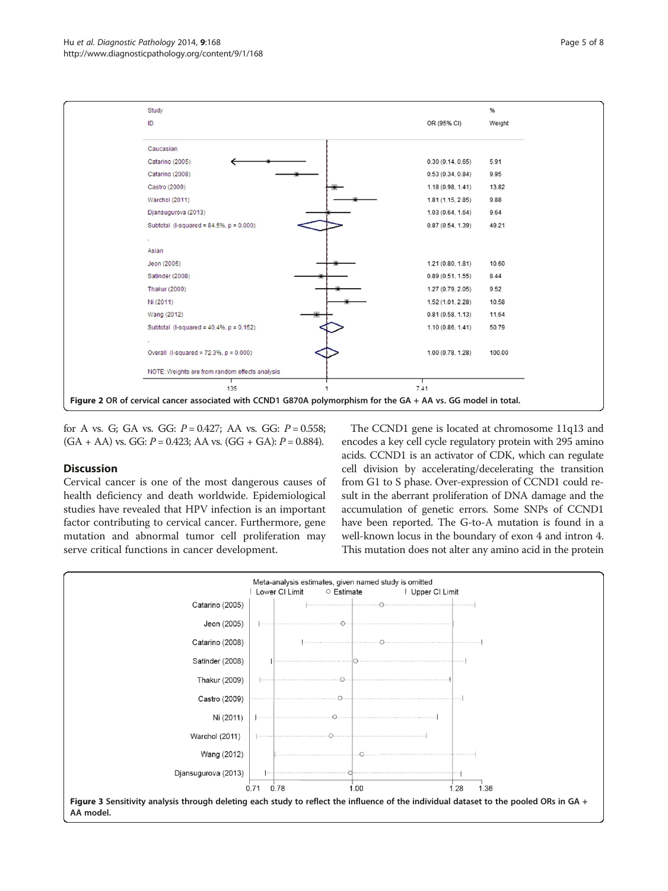| Study ID | OR (95% CI) | % Weight |
|---|---|---|
| Caucasian | | |
| Catarino (2005) | 0.30 (0.14, 0.65) | 5.91 |
| Catarino (2008) | 0.53 (0.34, 0.84) | 9.95 |
| Castro (2009) | 1.18 (0.98, 1.41) | 13.82 |
| Warchol (2011) | 1.81 (1.15, 2.85) | 9.88 |
| Djansugurova (2013) | 1.03 (0.64, 1.64) | 9.64 |
| Subtotal (I-squared = 84.5%, p = 0.000) | 0.87 (0.54, 1.39) | 49.21 |
| Asian | | |
| Jeon (2005) | 1.21 (0.80, 1.81) | 10.60 |
| Satinder (2008) | 0.89 (0.51, 1.55) | 8.44 |
| Thakur (2009) | 1.27 (0.79, 2.05) | 9.52 |
| Ni (2011) | 1.52 (1.01, 2.28) | 10.58 |
| Wang (2012) | 0.81 (0.58, 1.13) | 11.64 |
| Subtotal (I-squared = 40.4%, p = 0.152) | 1.10 (0.86, 1.41) | 50.79 |
| Overall (I-squared = 72.3%, p = 0.000) | 1.00 (0.78, 1.28) | 100.00 |

NOTE: Weights are from random effects analysis

**Figure 2** OR of cervical cancer associated with CCND1 G870A polymorphism for the GA + AA vs. GG model in total.

for A vs. G; GA vs. GG: $P = 0.427$; AA vs. GG: $P = 0.558$; (GA + AA) vs. GG: $P = 0.423$; AA vs. (GG + GA): $P = 0.884$).

## Discussion

Cervical cancer is one of the most dangerous causes of health deficiency and death worldwide. Epidemiological studies have revealed that HPV infection is an important factor contributing to cervical cancer. Furthermore, gene mutation and abnormal tumor cell proliferation may serve critical functions in cancer development.

The CCND1 gene is located at chromosome 11q13 and encodes a key cell cycle regulatory protein with 295 amino acids. CCND1 is an activator of CDK, which can regulate cell division by accelerating/decelerating the transition from G1 to S phase. Over-expression of CCND1 could result in the aberrant proliferation of DNA damage and the accumulation of genetic errors. Some SNPs of CCND1 have been reported. The G-to-A mutation is found in a well-known locus in the boundary of exon 4 and intron 4. This mutation does not alter any amino acid in the protein

**Figure 3** Sensitivity analysis through deleting each study to reflect the influence of the individual dataset to the pooled ORs in GA + AA model.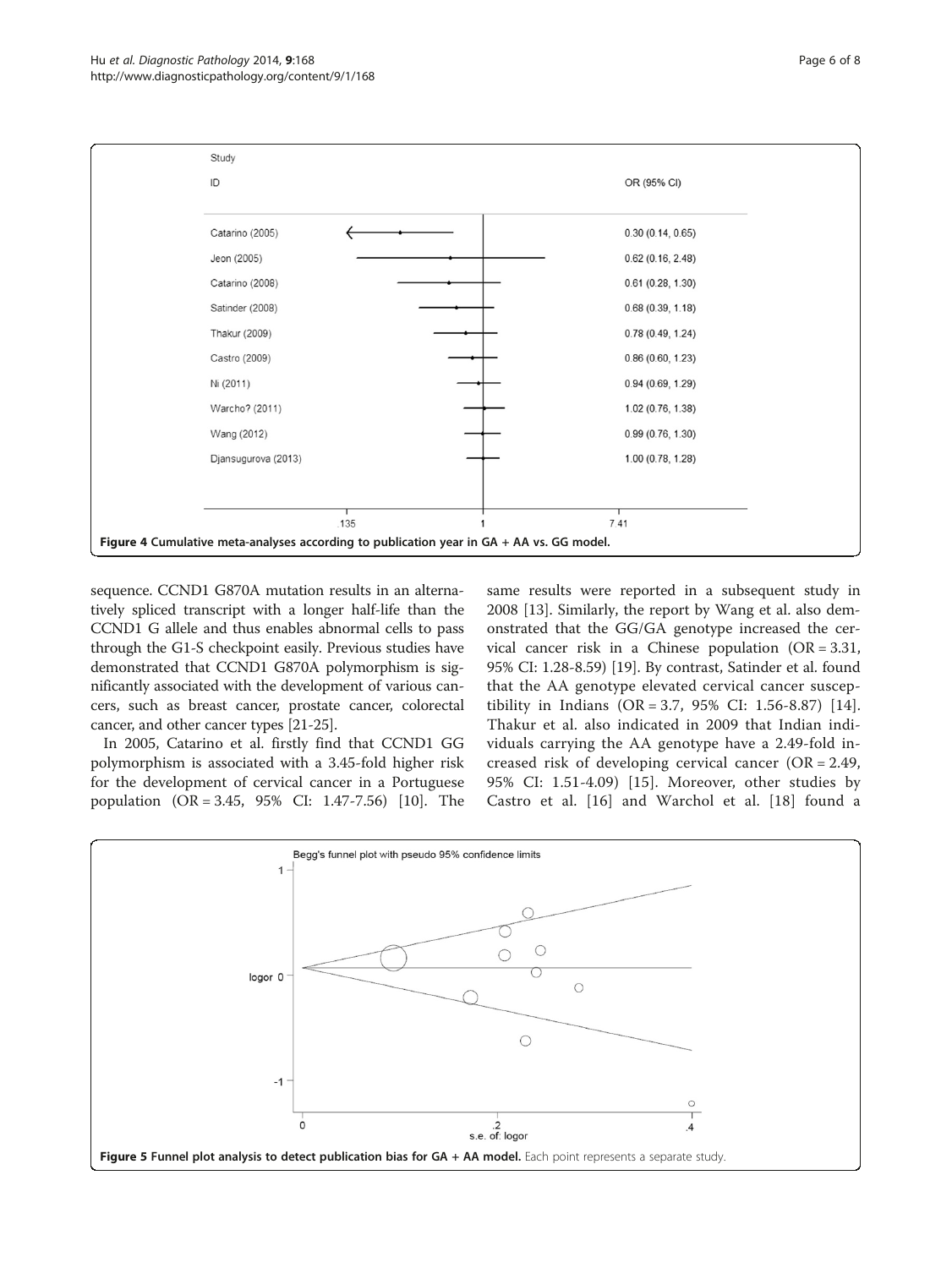Figure 4 Cumulative meta-analyses according to publication year in GA + AA vs. GG model.

sequence. CCND1 G870A mutation results in an alternatively spliced transcript with a longer half-life than the CCND1 G allele and thus enables abnormal cells to pass through the G1-S checkpoint easily. Previous studies have demonstrated that CCND1 G870A polymorphism is significantly associated with the development of various cancers, such as breast cancer, prostate cancer, colorectal cancer, and other cancer types [21-25].

In 2005, Catarino et al. firstly find that CCND1 GG polymorphism is associated with a 3.45-fold higher risk for the development of cervical cancer in a Portuguese population (OR = 3.45, 95% CI: 1.47-7.56) [10]. The same results were reported in a subsequent study in 2008 [13]. Similarly, the report by Wang et al. also demonstrated that the GG/GA genotype increased the cervical cancer risk in a Chinese population (OR = 3.31, 95% CI: 1.28-8.59) [19]. By contrast, Satinder et al. found that the AA genotype elevated cervical cancer susceptibility in Indians (OR = 3.7, 95% CI: 1.56-8.87) [14]. Thakur et al. also indicated in 2009 that Indian individuals carrying the AA genotype have a 2.49-fold increased risk of developing cervical cancer (OR = 2.49, 95% CI: 1.51-4.09) [15]. Moreover, other studies by Castro et al. [16] and Warchol et al. [18] found a

Figure 5 Funnel plot analysis to detect publication bias for GA + AA model. Each point represents a separate study.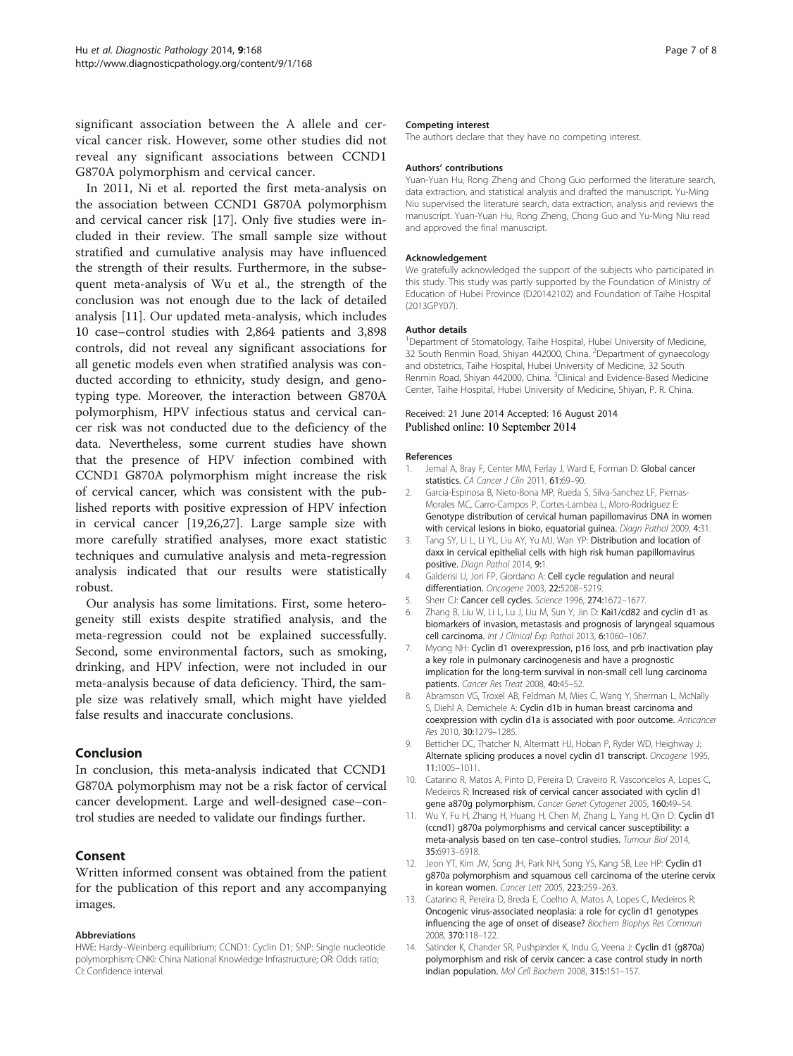significant association between the A allele and cervical cancer risk. However, some other studies did not reveal any significant associations between CCND1 G870A polymorphism and cervical cancer.

In 2011, Ni et al. reported the first meta-analysis on the association between CCND1 G870A polymorphism and cervical cancer risk [17]. Only five studies were included in their review. The small sample size without stratified and cumulative analysis may have influenced the strength of their results. Furthermore, in the subsequent meta-analysis of Wu et al., the strength of the conclusion was not enough due to the lack of detailed analysis [11]. Our updated meta-analysis, which includes 10 case–control studies with 2,864 patients and 3,898 controls, did not reveal any significant associations for all genetic models even when stratified analysis was conducted according to ethnicity, study design, and genotyping type. Moreover, the interaction between G870A polymorphism, HPV infectious status and cervical cancer risk was not conducted due to the deficiency of the data. Nevertheless, some current studies have shown that the presence of HPV infection combined with CCND1 G870A polymorphism might increase the risk of cervical cancer, which was consistent with the published reports with positive expression of HPV infection in cervical cancer [19,26,27]. Large sample size with more carefully stratified analyses, more exact statistic techniques and cumulative analysis and meta-regression analysis indicated that our results were statistically robust.

Our analysis has some limitations. First, some heterogeneity still exists despite stratified analysis, and the meta-regression could not be explained successfully. Second, some environmental factors, such as smoking, drinking, and HPV infection, were not included in our meta-analysis because of data deficiency. Third, the sample size was relatively small, which might have yielded false results and inaccurate conclusions.

## Conclusion

In conclusion, this meta-analysis indicated that CCND1 G870A polymorphism may not be a risk factor of cervical cancer development. Large and well-designed case–control studies are needed to validate our findings further.

## Consent

Written informed consent was obtained from the patient for the publication of this report and any accompanying images.

#### Abbreviations

HWE: Hardy–Weinberg equilibrium; CCND1: Cyclin D1; SNP: Single nucleotide polymorphism; CNKI: China National Knowledge Infrastructure; OR: Odds ratio; CI: Confidence interval.

#### Competing interest

The authors declare that they have no competing interest.

#### Authors' contributions

Yuan-Yuan Hu, Rong Zheng and Chong Guo performed the literature search, data extraction, and statistical analysis and drafted the manuscript. Yu-Ming Niu supervised the literature search, data extraction, analysis and reviews the manuscript. Yuan-Yuan Hu, Rong Zheng, Chong Guo and Yu-Ming Niu read and approved the final manuscript.

#### Acknowledgement

We gratefully acknowledged the support of the subjects who participated in this study. This study was partly supported by the Foundation of Ministry of Education of Hubei Province (D20142102) and Foundation of Taihe Hospital (2013GPY07).

#### Author details

[1]Department of Stomatology, Taihe Hospital, Hubei University of Medicine, 32 South Renmin Road, Shiyan 442000, China. [2]Department of gynaecology and obstetrics, Taihe Hospital, Hubei University of Medicine, 32 South Renmin Road, Shiyan 442000, China. [3]Clinical and Evidence-Based Medicine Center, Taihe Hospital, Hubei University of Medicine, Shiyan, P. R. China.

Received: 21 June 2014 Accepted: 16 August 2014
Published online: 10 September 2014

#### References

1. Jemal A, Bray F, Center MM, Ferlay J, Ward E, Forman D: **Global cancer statistics.** *CA Cancer J Clin* 2011, **61:**69–90.
2. Garcia-Espinosa B, Nieto-Bona MP, Rueda S, Silva-Sanchez LF, Piernas-Morales MC, Carro-Campos P, Cortes-Lambea L, Moro-Rodriguez E: **Genotype distribution of cervical human papillomavirus DNA in women with cervical lesions in bioko, equatorial guinea.** *Diagn Pathol* 2009, **4:**31.
3. Tang SY, Li L, Li YL, Liu AY, Yu MJ, Wan YP: **Distribution and location of daxx in cervical epithelial cells with high risk human papillomavirus positive.** *Diagn Pathol* 2014, **9:**1.
4. Galderisi U, Jori FP, Giordano A: **Cell cycle regulation and neural differentiation.** *Oncogene* 2003, **22:**5208–5219.
5. Sherr CJ: **Cancer cell cycles.** *Science* 1996, **274:**1672–1677.
6. Zhang B, Liu W, Li L, Lu J, Liu M, Sun Y, Jin D: **Kai1/cd82 and cyclin d1 as biomarkers of invasion, metastasis and prognosis of laryngeal squamous cell carcinoma.** *Int J Clinical Exp Pathol* 2013, **6:**1060–1067.
7. Myong NH: **Cyclin d1 overexpression, p16 loss, and prb inactivation play a key role in pulmonary carcinogenesis and have a prognostic implication for the long-term survival in non-small cell lung carcinoma patients.** *Cancer Res Treat* 2008, **40:**45–52.
8. Abramson VG, Troxel AB, Feldman M, Mies C, Wang Y, Sherman L, McNally S, Diehl A, Demichele A: **Cyclin d1b in human breast carcinoma and coexpression with cyclin d1a is associated with poor outcome.** *Anticancer Res* 2010, **30:**1279–1285.
9. Betticher DC, Thatcher N, Altermatt HJ, Hoban P, Ryder WD, Heighway J: **Alternate splicing produces a novel cyclin d1 transcript.** *Oncogene* 1995, **11:**1005–1011.
10. Catarino R, Matos A, Pinto D, Pereira D, Craveiro R, Vasconcelos A, Lopes C, Medeiros R: **Increased risk of cervical cancer associated with cyclin d1 gene a870g polymorphism.** *Cancer Genet Cytogenet* 2005, **160:**49–54.
11. Wu Y, Fu H, Zhang H, Huang H, Chen M, Zhang L, Yang H, Qin D: **Cyclin d1 (ccnd1) g870a polymorphisms and cervical cancer susceptibility: a meta-analysis based on ten case–control studies.** *Tumour Biol* 2014, **35:**6913–6918.
12. Jeon YT, Kim JW, Song JH, Park NH, Song YS, Kang SB, Lee HP: **Cyclin d1 g870a polymorphism and squamous cell carcinoma of the uterine cervix in korean women.** *Cancer Lett* 2005, **223:**259–263.
13. Catarino R, Pereira D, Breda E, Coelho A, Matos A, Lopes C, Medeiros R: **Oncogenic virus-associated neoplasia: a role for cyclin d1 genotypes influencing the age of onset of disease?** *Biochem Biophys Res Commun* 2008, **370:**118–122.
14. Satinder K, Chander SR, Pushpinder K, Indu G, Veena J: **Cyclin d1 (g870a) polymorphism and risk of cervix cancer: a case control study in north indian population.** *Mol Cell Biochem* 2008, **315:**151–157.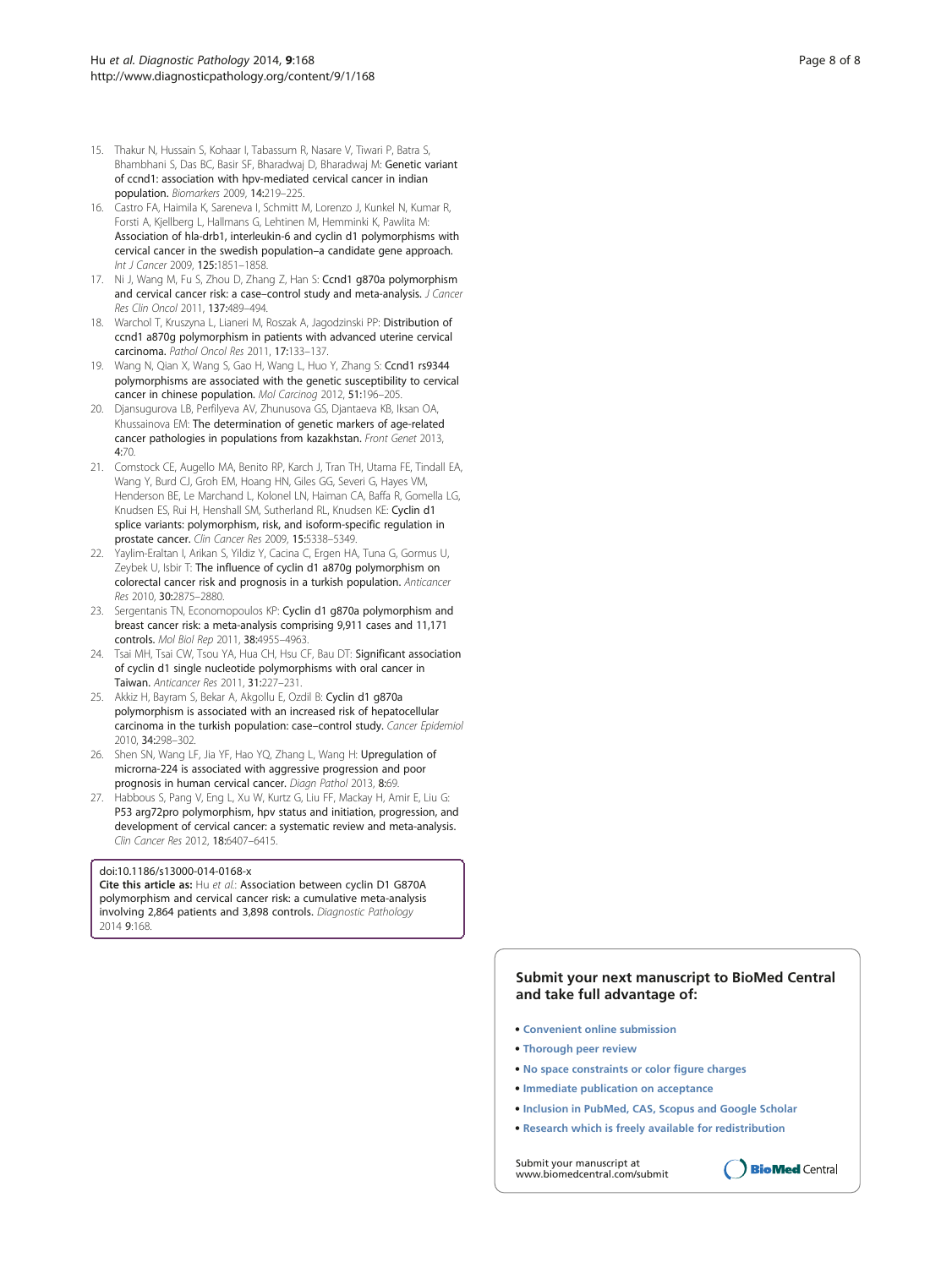15. Thakur N, Hussain S, Kohaar I, Tabassum R, Nasare V, Tiwari P, Batra S, Bhambhani S, Das BC, Basir SF, Bharadwaj D, Bharadwaj M: **Genetic variant of ccnd1: association with hpv-mediated cervical cancer in indian population.** *Biomarkers* 2009, **14:**219–225.
16. Castro FA, Haimila K, Sareneva I, Schmitt M, Lorenzo J, Kunkel N, Kumar R, Forsti A, Kjellberg L, Hallmans G, Lehtinen M, Hemminki K, Pawlita M: **Association of hla-drb1, interleukin-6 and cyclin d1 polymorphisms with cervical cancer in the swedish population–a candidate gene approach.** *Int J Cancer* 2009, **125:**1851–1858.
17. Ni J, Wang M, Fu S, Zhou D, Zhang Z, Han S: **Ccnd1 g870a polymorphism and cervical cancer risk: a case–control study and meta-analysis.** *J Cancer Res Clin Oncol* 2011, **137:**489–494.
18. Warchol T, Kruszyna L, Lianeri M, Roszak A, Jagodzinski PP: **Distribution of ccnd1 a870g polymorphism in patients with advanced uterine cervical carcinoma.** *Pathol Oncol Res* 2011, **17:**133–137.
19. Wang N, Qian X, Wang S, Gao H, Wang L, Huo Y, Zhang S: **Ccnd1 rs9344 polymorphisms are associated with the genetic susceptibility to cervical cancer in chinese population.** *Mol Carcinog* 2012, **51:**196–205.
20. Djansugurova LB, Perfilyeva AV, Zhunusova GS, Djantaeva KB, Iksan OA, Khussainova EM: **The determination of genetic markers of age-related cancer pathologies in populations from kazakhstan.** *Front Genet* 2013, **4:**70.
21. Comstock CE, Augello MA, Benito RP, Karch J, Tran TH, Utama FE, Tindall EA, Wang Y, Burd CJ, Groh EM, Hoang HN, Giles GG, Severi G, Hayes VM, Henderson BE, Le Marchand L, Kolonel LN, Haiman CA, Baffa R, Gomella LG, Knudsen ES, Rui H, Henshall SM, Sutherland RL, Knudsen KE: **Cyclin d1 splice variants: polymorphism, risk, and isoform-specific regulation in prostate cancer.** *Clin Cancer Res* 2009, **15:**5338–5349.
22. Yaylim-Eraltan I, Arikan S, Yildiz Y, Cacina C, Ergen HA, Tuna G, Gormus U, Zeybek U, Isbir T: **The influence of cyclin d1 a870g polymorphism on colorectal cancer risk and prognosis in a turkish population.** *Anticancer Res* 2010, **30:**2875–2880.
23. Sergentanis TN, Economopoulos KP: **Cyclin d1 g870a polymorphism and breast cancer risk: a meta-analysis comprising 9,911 cases and 11,171 controls.** *Mol Biol Rep* 2011, **38:**4955–4963.
24. Tsai MH, Tsai CW, Tsou YA, Hua CH, Hsu CF, Bau DT: **Significant association of cyclin d1 single nucleotide polymorphisms with oral cancer in Taiwan.** *Anticancer Res* 2011, **31:**227–231.
25. Akkiz H, Bayram S, Bekar A, Akgollu E, Ozdil B: **Cyclin d1 g870a polymorphism is associated with an increased risk of hepatocellular carcinoma in the turkish population: case–control study.** *Cancer Epidemiol* 2010, **34:**298–302.
26. Shen SN, Wang LF, Jia YF, Hao YQ, Zhang L, Wang H: **Upregulation of microrna-224 is associated with aggressive progression and poor prognosis in human cervical cancer.** *Diagn Pathol* 2013, **8:**69.
27. Habbous S, Pang V, Eng L, Xu W, Kurtz G, Liu FF, Mackay H, Amir E, Liu G: **P53 arg72pro polymorphism, hpv status and initiation, progression, and development of cervical cancer: a systematic review and meta-analysis.** *Clin Cancer Res* 2012, **18:**6407–6415.

doi:10.1186/s13000-014-0168-x

**Cite this article as:** Hu *et al.*: Association between cyclin D1 G870A polymorphism and cervical cancer risk: a cumulative meta-analysis involving 2,864 patients and 3,898 controls. *Diagnostic Pathology* 2014 **9**:168.

**Submit your next manuscript to BioMed Central and take full advantage of:**

- **Convenient online submission**
- **Thorough peer review**
- **No space constraints or color figure charges**
- **Immediate publication on acceptance**
- **Inclusion in PubMed, CAS, Scopus and Google Scholar**
- **Research which is freely available for redistribution**

Submit your manuscript at
www.biomedcentral.com/submit

BioMed Central